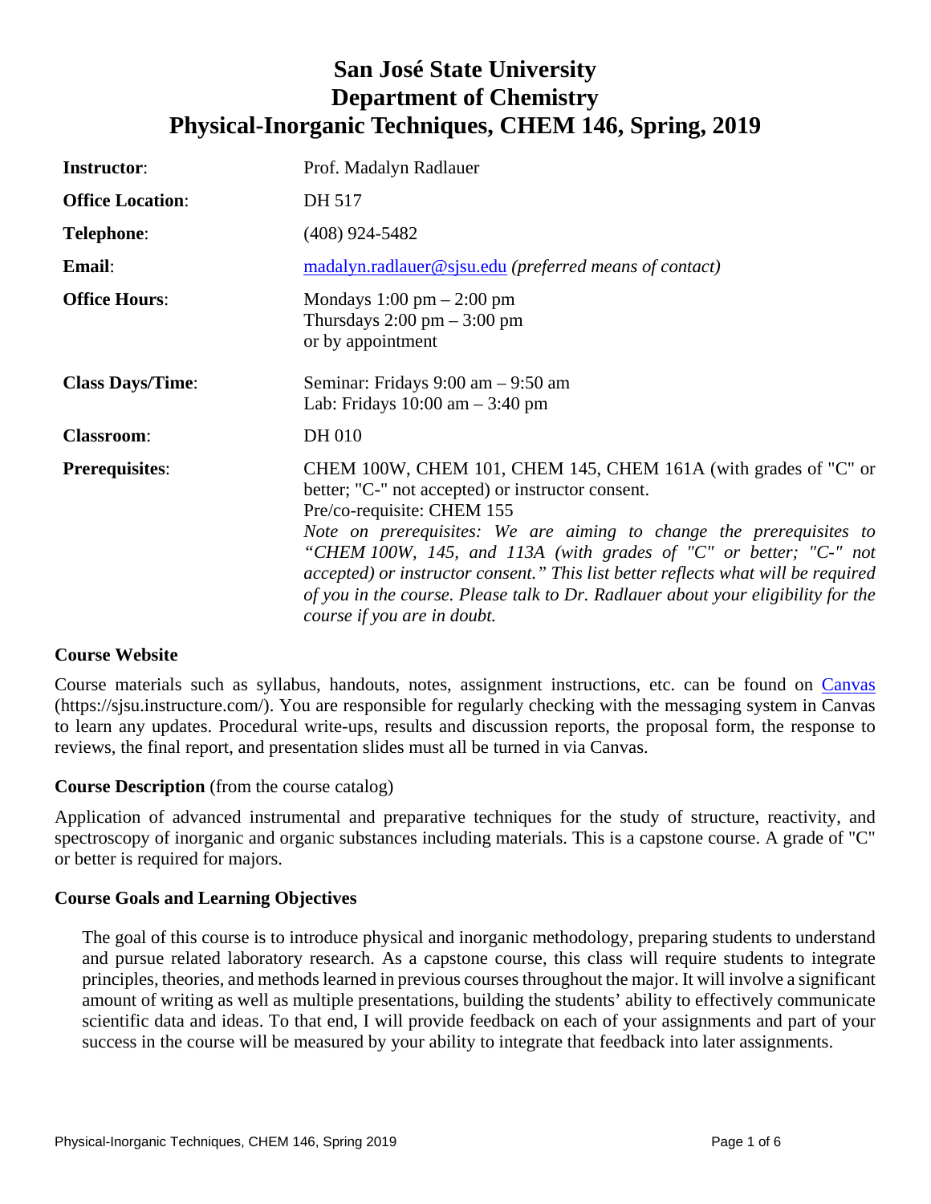# San José State University
# Department of Chemistry
# Physical-Inorganic Techniques, CHEM 146, Spring, 2019

| | |
|---|---|
| **Instructor**: | Prof. Madalyn Radlauer |
| **Office Location**: | DH 517 |
| **Telephone**: | (408) 924-5482 |
| **Email**: | madalyn.radlauer@sjsu.edu *(preferred means of contact)* |
| **Office Hours**: | Mondays 1:00 pm – 2:00 pm<br>Thursdays 2:00 pm – 3:00 pm<br>or by appointment |
| **Class Days/Time**: | Seminar: Fridays 9:00 am – 9:50 am<br>Lab: Fridays 10:00 am – 3:40 pm |
| **Classroom**: | DH 010 |
| **Prerequisites**: | CHEM 100W, CHEM 101, CHEM 145, CHEM 161A (with grades of "C" or better; "C-" not accepted) or instructor consent.<br>Pre/co-requisite: CHEM 155<br>*Note on prerequisites: We are aiming to change the prerequisites to "CHEM 100W, 145, and 113A (with grades of "C" or better; "C-" not accepted) or instructor consent." This list better reflects what will be required of you in the course. Please talk to Dr. Radlauer about your eligibility for the course if you are in doubt.* |

### Course Website

Course materials such as syllabus, handouts, notes, assignment instructions, etc. can be found on Canvas (https://sjsu.instructure.com/). You are responsible for regularly checking with the messaging system in Canvas to learn any updates. Procedural write-ups, results and discussion reports, the proposal form, the response to reviews, the final report, and presentation slides must all be turned in via Canvas.

### Course Description (from the course catalog)

Application of advanced instrumental and preparative techniques for the study of structure, reactivity, and spectroscopy of inorganic and organic substances including materials. This is a capstone course. A grade of "C" or better is required for majors.

### Course Goals and Learning Objectives

The goal of this course is to introduce physical and inorganic methodology, preparing students to understand and pursue related laboratory research. As a capstone course, this class will require students to integrate principles, theories, and methods learned in previous courses throughout the major. It will involve a significant amount of writing as well as multiple presentations, building the students' ability to effectively communicate scientific data and ideas. To that end, I will provide feedback on each of your assignments and part of your success in the course will be measured by your ability to integrate that feedback into later assignments.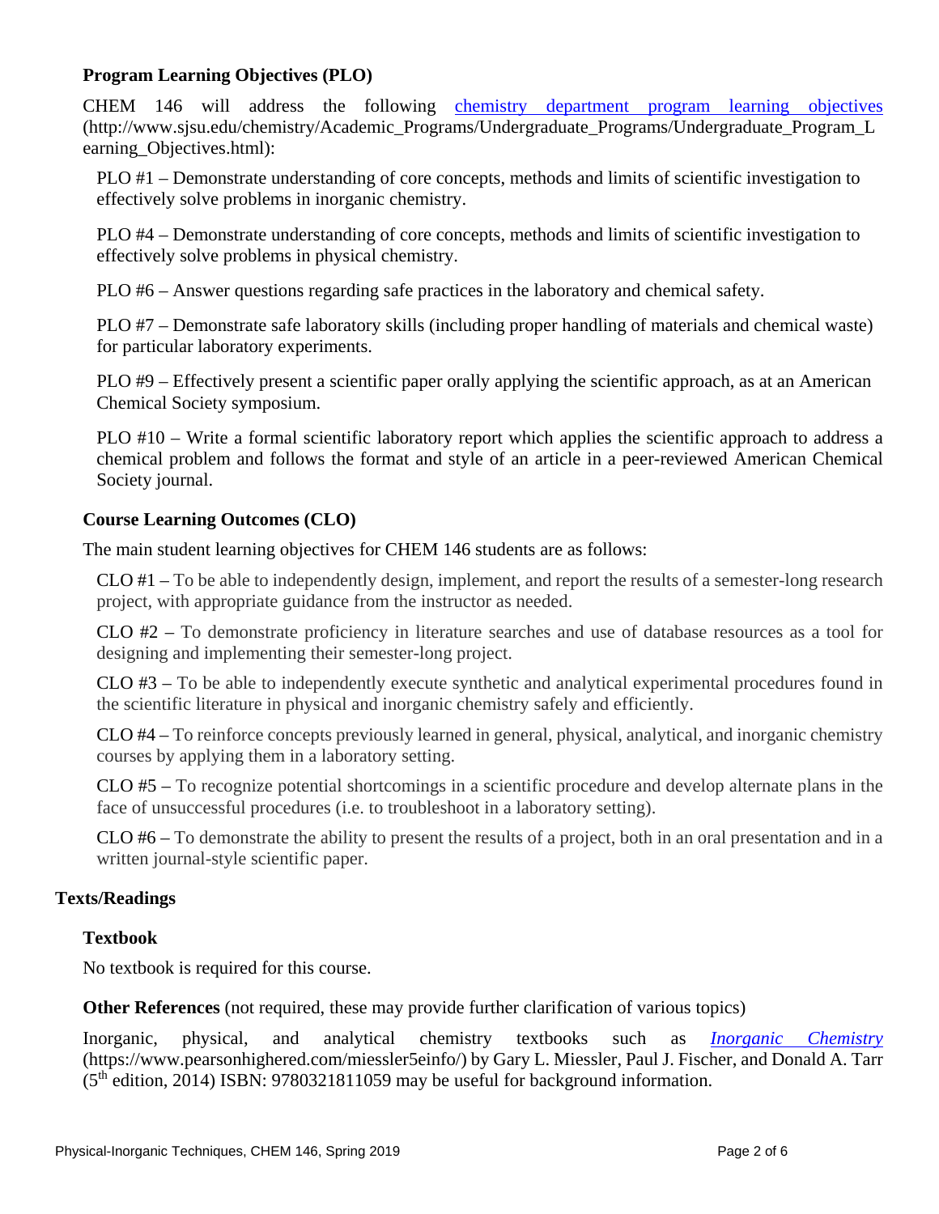### Program Learning Objectives (PLO)

CHEM 146 will address the following [chemistry department program learning objectives](http://www.sjsu.edu/chemistry/Academic_Programs/Undergraduate_Programs/Undergraduate_Program_Learning_Objectives.html) (http://www.sjsu.edu/chemistry/Academic_Programs/Undergraduate_Programs/Undergraduate_Program_Learning_Objectives.html):

PLO #1 – Demonstrate understanding of core concepts, methods and limits of scientific investigation to effectively solve problems in inorganic chemistry.

PLO #4 – Demonstrate understanding of core concepts, methods and limits of scientific investigation to effectively solve problems in physical chemistry.

PLO #6 – Answer questions regarding safe practices in the laboratory and chemical safety.

PLO #7 – Demonstrate safe laboratory skills (including proper handling of materials and chemical waste) for particular laboratory experiments.

PLO #9 – Effectively present a scientific paper orally applying the scientific approach, as at an American Chemical Society symposium.

PLO #10 – Write a formal scientific laboratory report which applies the scientific approach to address a chemical problem and follows the format and style of an article in a peer-reviewed American Chemical Society journal.

### Course Learning Outcomes (CLO)

The main student learning objectives for CHEM 146 students are as follows:

CLO #1 – To be able to independently design, implement, and report the results of a semester-long research project, with appropriate guidance from the instructor as needed.

CLO #2 – To demonstrate proficiency in literature searches and use of database resources as a tool for designing and implementing their semester-long project.

CLO #3 – To be able to independently execute synthetic and analytical experimental procedures found in the scientific literature in physical and inorganic chemistry safely and efficiently.

CLO #4 – To reinforce concepts previously learned in general, physical, analytical, and inorganic chemistry courses by applying them in a laboratory setting.

CLO #5 – To recognize potential shortcomings in a scientific procedure and develop alternate plans in the face of unsuccessful procedures (i.e. to troubleshoot in a laboratory setting).

CLO #6 – To demonstrate the ability to present the results of a project, both in an oral presentation and in a written journal-style scientific paper.

## Texts/Readings

### Textbook

No textbook is required for this course.

**Other References** (not required, these may provide further clarification of various topics)

Inorganic, physical, and analytical chemistry textbooks such as [*Inorganic Chemistry*](https://www.pearsonhighered.com/miessler5einfo/) (https://www.pearsonhighered.com/miessler5einfo/) by Gary L. Miessler, Paul J. Fischer, and Donald A. Tarr (5th edition, 2014) ISBN: 9780321811059 may be useful for background information.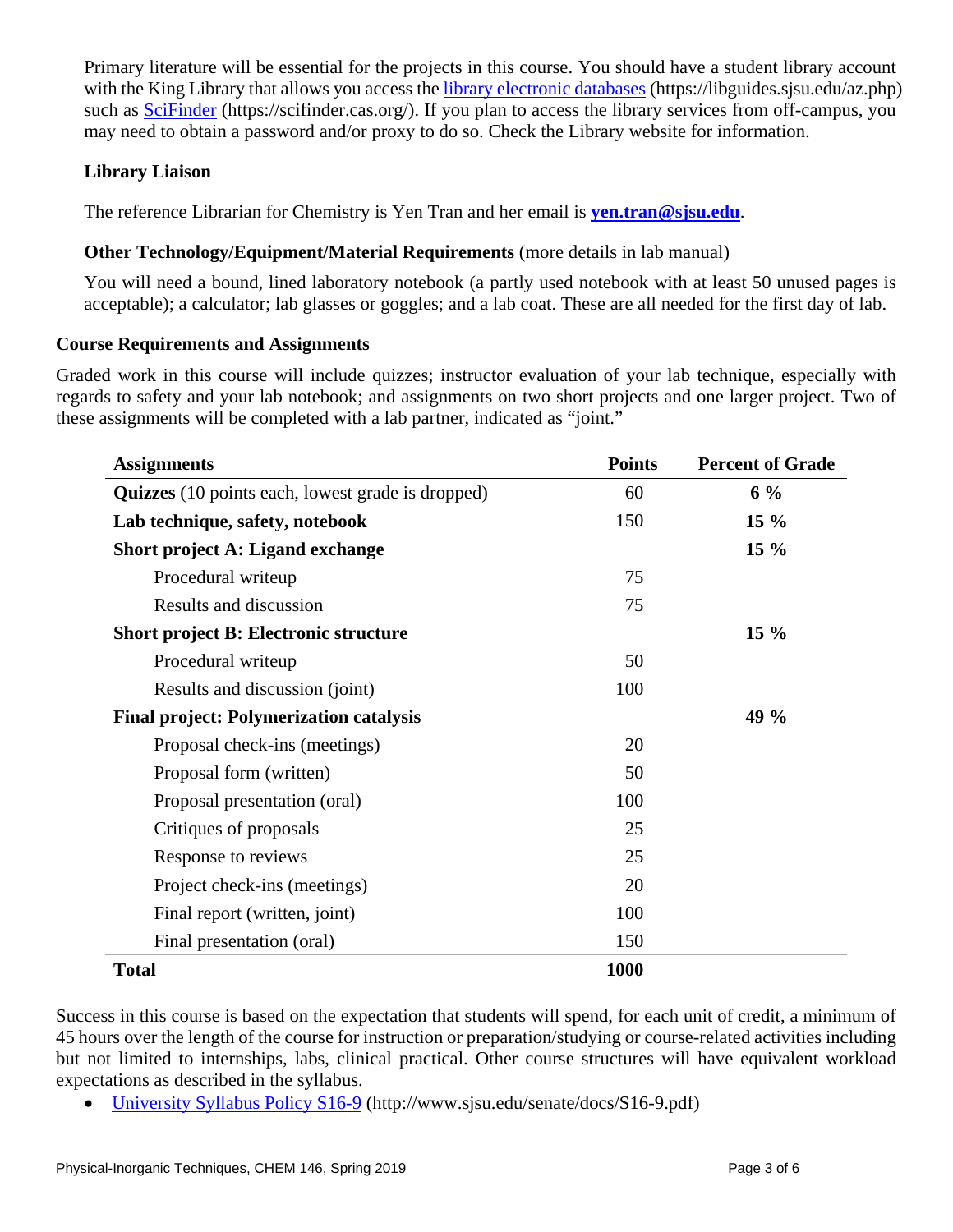Primary literature will be essential for the projects in this course. You should have a student library account with the King Library that allows you access the [library electronic databases](https://libguides.sjsu.edu/az.php) (https://libguides.sjsu.edu/az.php) such as [SciFinder](https://scifinder.cas.org/) (https://scifinder.cas.org/). If you plan to access the library services from off-campus, you may need to obtain a password and/or proxy to do so. Check the Library website for information.

### Library Liaison

The reference Librarian for Chemistry is Yen Tran and her email is **[yen.tran@sjsu.edu](mailto:yen.tran@sjsu.edu)**.

### Other Technology/Equipment/Material Requirements (more details in lab manual)

You will need a bound, lined laboratory notebook (a partly used notebook with at least 50 unused pages is acceptable); a calculator; lab glasses or goggles; and a lab coat. These are all needed for the first day of lab.

## Course Requirements and Assignments

Graded work in this course will include quizzes; instructor evaluation of your lab technique, especially with regards to safety and your lab notebook; and assignments on two short projects and one larger project. Two of these assignments will be completed with a lab partner, indicated as "joint."

| Assignments | Points | Percent of Grade |
|---|---|---|
| **Quizzes** (10 points each, lowest grade is dropped) | 60 | **6 %** |
| **Lab technique, safety, notebook** | 150 | **15 %** |
| **Short project A: Ligand exchange** | | **15 %** |
| Procedural writeup | 75 | |
| Results and discussion | 75 | |
| **Short project B: Electronic structure** | | **15 %** |
| Procedural writeup | 50 | |
| Results and discussion (joint) | 100 | |
| **Final project: Polymerization catalysis** | | **49 %** |
| Proposal check-ins (meetings) | 20 | |
| Proposal form (written) | 50 | |
| Proposal presentation (oral) | 100 | |
| Critiques of proposals | 25 | |
| Response to reviews | 25 | |
| Project check-ins (meetings) | 20 | |
| Final report (written, joint) | 100 | |
| Final presentation (oral) | 150 | |
| **Total** | **1000** | |

Success in this course is based on the expectation that students will spend, for each unit of credit, a minimum of 45 hours over the length of the course for instruction or preparation/studying or course-related activities including but not limited to internships, labs, clinical practical. Other course structures will have equivalent workload expectations as described in the syllabus.

- [University Syllabus Policy S16-9](http://www.sjsu.edu/senate/docs/S16-9.pdf) (http://www.sjsu.edu/senate/docs/S16-9.pdf)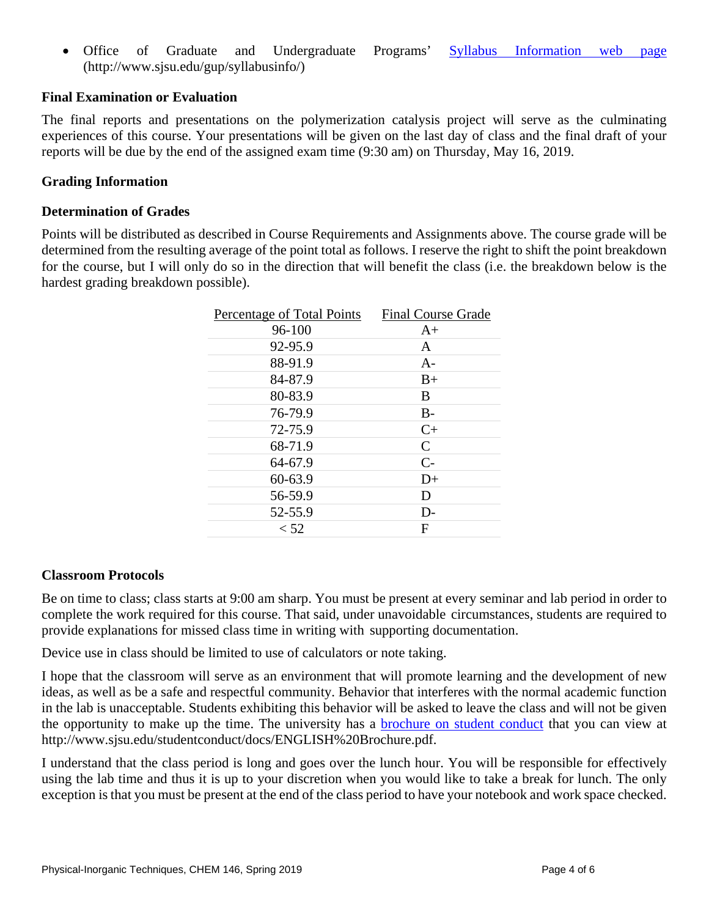- Office of Graduate and Undergraduate Programs' [Syllabus Information web page](http://www.sjsu.edu/gup/syllabusinfo/) (http://www.sjsu.edu/gup/syllabusinfo/)

### Final Examination or Evaluation

The final reports and presentations on the polymerization catalysis project will serve as the culminating experiences of this course. Your presentations will be given on the last day of class and the final draft of your reports will be due by the end of the assigned exam time (9:30 am) on Thursday, May 16, 2019.

### Grading Information

### Determination of Grades

Points will be distributed as described in Course Requirements and Assignments above. The course grade will be determined from the resulting average of the point total as follows. I reserve the right to shift the point breakdown for the course, but I will only do so in the direction that will benefit the class (i.e. the breakdown below is the hardest grading breakdown possible).

| Percentage of Total Points | Final Course Grade |
|---|---|
| 96-100 | A+ |
| 92-95.9 | A |
| 88-91.9 | A- |
| 84-87.9 | B+ |
| 80-83.9 | B |
| 76-79.9 | B- |
| 72-75.9 | C+ |
| 68-71.9 | C |
| 64-67.9 | C- |
| 60-63.9 | D+ |
| 56-59.9 | D |
| 52-55.9 | D- |
| < 52 | F |

### Classroom Protocols

Be on time to class; class starts at 9:00 am sharp. You must be present at every seminar and lab period in order to complete the work required for this course. That said, under unavoidable circumstances, students are required to provide explanations for missed class time in writing with supporting documentation.

Device use in class should be limited to use of calculators or note taking.

I hope that the classroom will serve as an environment that will promote learning and the development of new ideas, as well as be a safe and respectful community. Behavior that interferes with the normal academic function in the lab is unacceptable. Students exhibiting this behavior will be asked to leave the class and will not be given the opportunity to make up the time. The university has a [brochure on student conduct](http://www.sjsu.edu/studentconduct/docs/ENGLISH%20Brochure.pdf) that you can view at http://www.sjsu.edu/studentconduct/docs/ENGLISH%20Brochure.pdf.

I understand that the class period is long and goes over the lunch hour. You will be responsible for effectively using the lab time and thus it is up to your discretion when you would like to take a break for lunch. The only exception is that you must be present at the end of the class period to have your notebook and work space checked.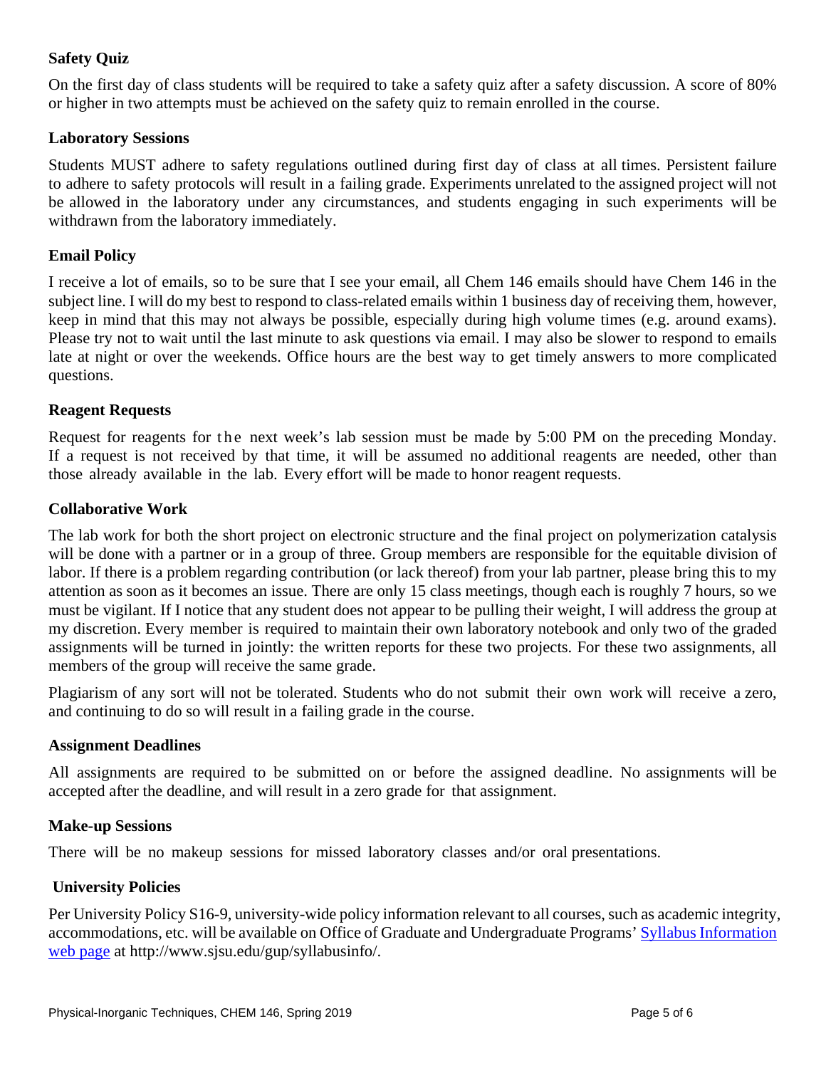### Safety Quiz

On the first day of class students will be required to take a safety quiz after a safety discussion. A score of 80% or higher in two attempts must be achieved on the safety quiz to remain enrolled in the course.

### Laboratory Sessions

Students MUST adhere to safety regulations outlined during first day of class at all times. Persistent failure to adhere to safety protocols will result in a failing grade. Experiments unrelated to the assigned project will not be allowed in the laboratory under any circumstances, and students engaging in such experiments will be withdrawn from the laboratory immediately.

### Email Policy

I receive a lot of emails, so to be sure that I see your email, all Chem 146 emails should have Chem 146 in the subject line. I will do my best to respond to class-related emails within 1 business day of receiving them, however, keep in mind that this may not always be possible, especially during high volume times (e.g. around exams). Please try not to wait until the last minute to ask questions via email. I may also be slower to respond to emails late at night or over the weekends. Office hours are the best way to get timely answers to more complicated questions.

### Reagent Requests

Request for reagents for the next week's lab session must be made by 5:00 PM on the preceding Monday. If a request is not received by that time, it will be assumed no additional reagents are needed, other than those already available in the lab. Every effort will be made to honor reagent requests.

### Collaborative Work

The lab work for both the short project on electronic structure and the final project on polymerization catalysis will be done with a partner or in a group of three. Group members are responsible for the equitable division of labor. If there is a problem regarding contribution (or lack thereof) from your lab partner, please bring this to my attention as soon as it becomes an issue. There are only 15 class meetings, though each is roughly 7 hours, so we must be vigilant. If I notice that any student does not appear to be pulling their weight, I will address the group at my discretion. Every member is required to maintain their own laboratory notebook and only two of the graded assignments will be turned in jointly: the written reports for these two projects. For these two assignments, all members of the group will receive the same grade.

Plagiarism of any sort will not be tolerated. Students who do not submit their own work will receive a zero, and continuing to do so will result in a failing grade in the course.

### Assignment Deadlines

All assignments are required to be submitted on or before the assigned deadline. No assignments will be accepted after the deadline, and will result in a zero grade for that assignment.

### Make-up Sessions

There will be no makeup sessions for missed laboratory classes and/or oral presentations.

### University Policies

Per University Policy S16-9, university-wide policy information relevant to all courses, such as academic integrity, accommodations, etc. will be available on Office of Graduate and Undergraduate Programs' [Syllabus Information web page](http://www.sjsu.edu/gup/syllabusinfo/) at http://www.sjsu.edu/gup/syllabusinfo/.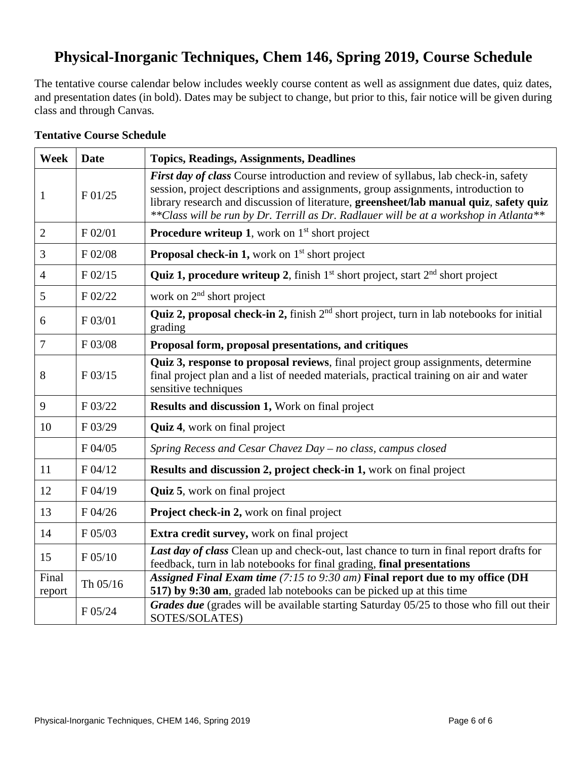# Physical-Inorganic Techniques, Chem 146, Spring 2019, Course Schedule

The tentative course calendar below includes weekly course content as well as assignment due dates, quiz dates, and presentation dates (in bold). Dates may be subject to change, but prior to this, fair notice will be given during class and through Canvas.

**Tentative Course Schedule**

| Week | Date | Topics, Readings, Assignments, Deadlines |
|---|---|---|
| 1 | F 01/25 | ***First day of class*** Course introduction and review of syllabus, lab check-in, safety session, project descriptions and assignments, group assignments, introduction to library research and discussion of literature, **greensheet/lab manual quiz**, **safety quiz** *\*\*Class will be run by Dr. Terrill as Dr. Radlauer will be at a workshop in Atlanta\*\** |
| 2 | F 02/01 | **Procedure writeup 1**, work on 1st short project |
| 3 | F 02/08 | **Proposal check-in 1,** work on 1st short project |
| 4 | F 02/15 | **Quiz 1, procedure writeup 2**, finish 1st short project, start 2nd short project |
| 5 | F 02/22 | work on 2nd short project |
| 6 | F 03/01 | **Quiz 2, proposal check-in 2,** finish 2nd short project, turn in lab notebooks for initial grading |
| 7 | F 03/08 | **Proposal form, proposal presentations, and critiques** |
| 8 | F 03/15 | **Quiz 3, response to proposal reviews**, final project group assignments, determine final project plan and a list of needed materials, practical training on air and water sensitive techniques |
| 9 | F 03/22 | **Results and discussion 1,** Work on final project |
| 10 | F 03/29 | **Quiz 4**, work on final project |
| | F 04/05 | *Spring Recess and Cesar Chavez Day – no class, campus closed* |
| 11 | F 04/12 | **Results and discussion 2, project check-in 1,** work on final project |
| 12 | F 04/19 | **Quiz 5**, work on final project |
| 13 | F 04/26 | **Project check-in 2,** work on final project |
| 14 | F 05/03 | **Extra credit survey,** work on final project |
| 15 | F 05/10 | ***Last day of class*** Clean up and check-out, last chance to turn in final report drafts for feedback, turn in lab notebooks for final grading, **final presentations** |
| Final report | Th 05/16 | ***Assigned Final Exam time*** *(7:15 to 9:30 am)* **Final report due to my office (DH 517) by 9:30 am**, graded lab notebooks can be picked up at this time |
| | F 05/24 | ***Grades due*** (grades will be available starting Saturday 05/25 to those who fill out their SOTES/SOLATES) |